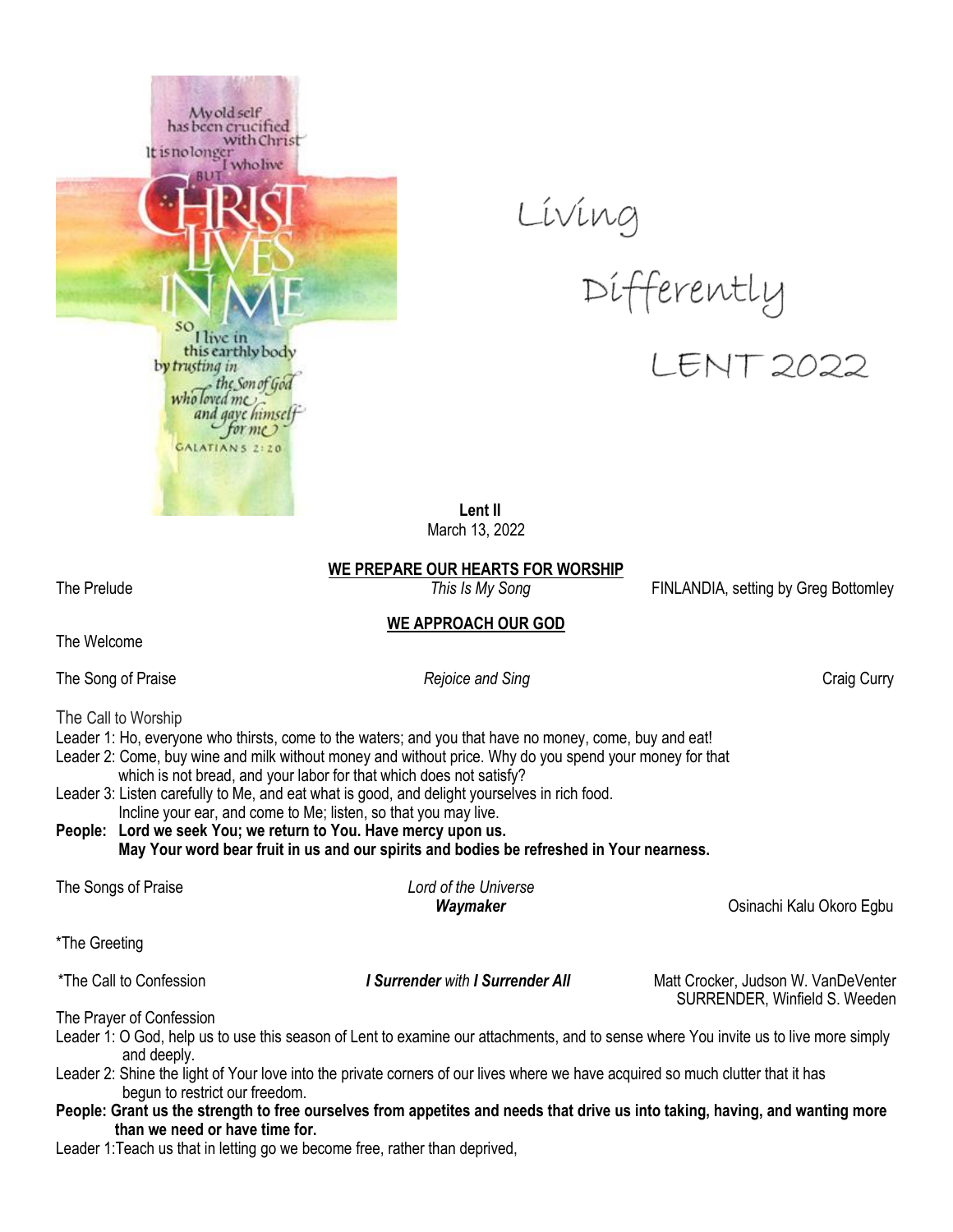My old self has been crucified with Christ. It is no longer I who live BUT CHRIST LIVES IN ME so I live in this earthly body by trusting in the Son of God who loved me and gave himself for me
GALATIANS 2:20

# Living Differently

## LENT 2022

**Lent II**
March 13, 2022

**WE PREPARE OUR HEARTS FOR WORSHIP**

The Prelude — *This Is My Song* — FINLANDIA, setting by Greg Bottomley

**WE APPROACH OUR GOD**

The Welcome

The Song of Praise — *Rejoice and Sing* — Craig Curry

The Call to Worship

Leader 1: Ho, everyone who thirsts, come to the waters; and you that have no money, come, buy and eat!
Leader 2: Come, buy wine and milk without money and without price. Why do you spend your money for that which is not bread, and your labor for that which does not satisfy?
Leader 3: Listen carefully to Me, and eat what is good, and delight yourselves in rich food. Incline your ear, and come to Me; listen, so that you may live.
**People: Lord we seek You; we return to You. Have mercy upon us. May Your word bear fruit in us and our spirits and bodies be refreshed in Your nearness.**

The Songs of Praise — *Lord of the Universe*
***Waymaker*** — Osinachi Kalu Okoro Egbu

*The Greeting

*The Call to Confession — ***I Surrender*** *with* ***I Surrender All*** — Matt Crocker, Judson W. VanDeVenter
SURRENDER, Winfield S. Weeden

The Prayer of Confession

Leader 1: O God, help us to use this season of Lent to examine our attachments, and to sense where You invite us to live more simply and deeply.
Leader 2: Shine the light of Your love into the private corners of our lives where we have acquired so much clutter that it has begun to restrict our freedom.
**People: Grant us the strength to free ourselves from appetites and needs that drive us into taking, having, and wanting more than we need or have time for.**
Leader 1:Teach us that in letting go we become free, rather than deprived,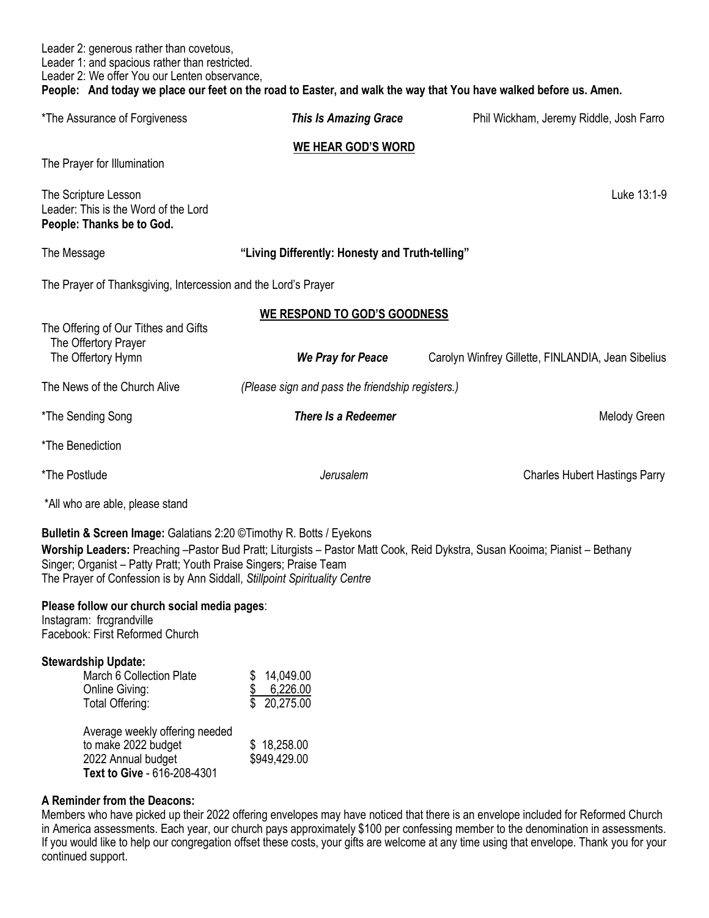Leader 2: generous rather than covetous,
Leader 1: and spacious rather than restricted.
Leader 2: We offer You our Lenten observance,
**People: And today we place our feet on the road to Easter, and walk the way that You have walked before us. Amen.**

*The Assurance of Forgiveness — ***This Is Amazing Grace*** — Phil Wickham, Jeremy Riddle, Josh Farro

## WE HEAR GOD'S WORD

The Prayer for Illumination

The Scripture Lesson — Luke 13:1-9
Leader: This is the Word of the Lord
**People: Thanks be to God.**

The Message — **"Living Differently: Honesty and Truth-telling"**

The Prayer of Thanksgiving, Intercession and the Lord's Prayer

## WE RESPOND TO GOD'S GOODNESS

The Offering of Our Tithes and Gifts
The Offertory Prayer
The Offertory Hymn — ***We Pray for Peace*** — Carolyn Winfrey Gillette, FINLANDIA, Jean Sibelius

The News of the Church Alive — *(Please sign and pass the friendship registers.)*

*The Sending Song — ***There Is a Redeemer*** — Melody Green

*The Benediction

*The Postlude — *Jerusalem* — Charles Hubert Hastings Parry

*All who are able, please stand

**Bulletin & Screen Image:** Galatians 2:20 ©Timothy R. Botts / Eyekons
**Worship Leaders:** Preaching –Pastor Bud Pratt; Liturgists – Pastor Matt Cook, Reid Dykstra, Susan Kooima; Pianist – Bethany Singer; Organist – Patty Pratt; Youth Praise Singers; Praise Team
The Prayer of Confession is by Ann Siddall, *Stillpoint Spirituality Centre*

**Please follow our church social media pages**:
Instagram: frcgrandville
Facebook: First Reformed Church

**Stewardship Update:**

| | |
|---|---|
| March 6 Collection Plate | $ 14,049.00 |
| Online Giving: | $ 6,226.00 |
| Total Offering: | $ 20,275.00 |
| Average weekly offering needed to make 2022 budget | $ 18,258.00 |
| 2022 Annual budget | $949,429.00 |

**Text to Give** - 616-208-4301

**A Reminder from the Deacons:**
Members who have picked up their 2022 offering envelopes may have noticed that there is an envelope included for Reformed Church in America assessments. Each year, our church pays approximately $100 per confessing member to the denomination in assessments. If you would like to help our congregation offset these costs, your gifts are welcome at any time using that envelope. Thank you for your continued support.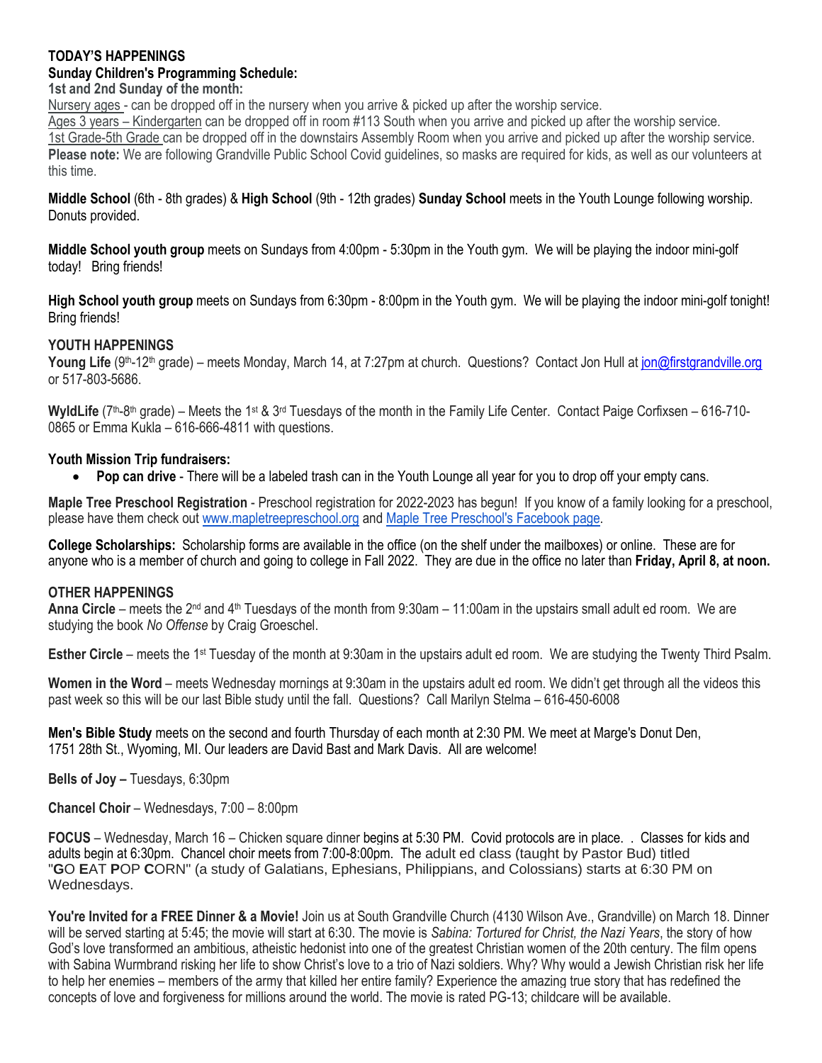**TODAY'S HAPPENINGS**

**Sunday Children's Programming Schedule:**

**1st and 2nd Sunday of the month:**

Nursery ages - can be dropped off in the nursery when you arrive & picked up after the worship service.

Ages 3 years – Kindergarten can be dropped off in room #113 South when you arrive and picked up after the worship service.

1st Grade-5th Grade can be dropped off in the downstairs Assembly Room when you arrive and picked up after the worship service.

**Please note:** We are following Grandville Public School Covid guidelines, so masks are required for kids, as well as our volunteers at this time.

**Middle School** (6th - 8th grades) & **High School** (9th - 12th grades) **Sunday School** meets in the Youth Lounge following worship. Donuts provided.

**Middle School youth group** meets on Sundays from 4:00pm - 5:30pm in the Youth gym. We will be playing the indoor mini-golf today! Bring friends!

**High School youth group** meets on Sundays from 6:30pm - 8:00pm in the Youth gym. We will be playing the indoor mini-golf tonight! Bring friends!

**YOUTH HAPPENINGS**

**Young Life** (9th-12th grade) – meets Monday, March 14, at 7:27pm at church. Questions? Contact Jon Hull at jon@firstgrandville.org or 517-803-5686.

**WyldLife** (7th-8th grade) – Meets the 1st & 3rd Tuesdays of the month in the Family Life Center. Contact Paige Corfixsen – 616-710-0865 or Emma Kukla – 616-666-4811 with questions.

**Youth Mission Trip fundraisers:**

- **Pop can drive** - There will be a labeled trash can in the Youth Lounge all year for you to drop off your empty cans.

**Maple Tree Preschool Registration** - Preschool registration for 2022-2023 has begun! If you know of a family looking for a preschool, please have them check out www.mapletreepreschool.org and Maple Tree Preschool's Facebook page.

**College Scholarships:** Scholarship forms are available in the office (on the shelf under the mailboxes) or online. These are for anyone who is a member of church and going to college in Fall 2022. They are due in the office no later than **Friday, April 8, at noon.**

**OTHER HAPPENINGS**

**Anna Circle** – meets the 2nd and 4th Tuesdays of the month from 9:30am – 11:00am in the upstairs small adult ed room. We are studying the book *No Offense* by Craig Groeschel.

**Esther Circle** – meets the 1st Tuesday of the month at 9:30am in the upstairs adult ed room. We are studying the Twenty Third Psalm.

**Women in the Word** – meets Wednesday mornings at 9:30am in the upstairs adult ed room. We didn't get through all the videos this past week so this will be our last Bible study until the fall. Questions? Call Marilyn Stelma – 616-450-6008

**Men's Bible Study** meets on the second and fourth Thursday of each month at 2:30 PM. We meet at Marge's Donut Den, 1751 28th St., Wyoming, MI. Our leaders are David Bast and Mark Davis. All are welcome!

**Bells of Joy –** Tuesdays, 6:30pm

**Chancel Choir** – Wednesdays, 7:00 – 8:00pm

**FOCUS** – Wednesday, March 16 – Chicken square dinner begins at 5:30 PM. Covid protocols are in place. . Classes for kids and adults begin at 6:30pm. Chancel choir meets from 7:00-8:00pm. The adult ed class (taught by Pastor Bud) titled "**G**O **E**AT **P**OP **C**ORN" (a study of Galatians, Ephesians, Philippians, and Colossians) starts at 6:30 PM on Wednesdays.

**You're Invited for a FREE Dinner & a Movie!** Join us at South Grandville Church (4130 Wilson Ave., Grandville) on March 18. Dinner will be served starting at 5:45; the movie will start at 6:30. The movie is *Sabina: Tortured for Christ, the Nazi Years*, the story of how God's love transformed an ambitious, atheistic hedonist into one of the greatest Christian women of the 20th century. The film opens with Sabina Wurmbrand risking her life to show Christ's love to a trio of Nazi soldiers. Why? Why would a Jewish Christian risk her life to help her enemies – members of the army that killed her entire family? Experience the amazing true story that has redefined the concepts of love and forgiveness for millions around the world. The movie is rated PG-13; childcare will be available.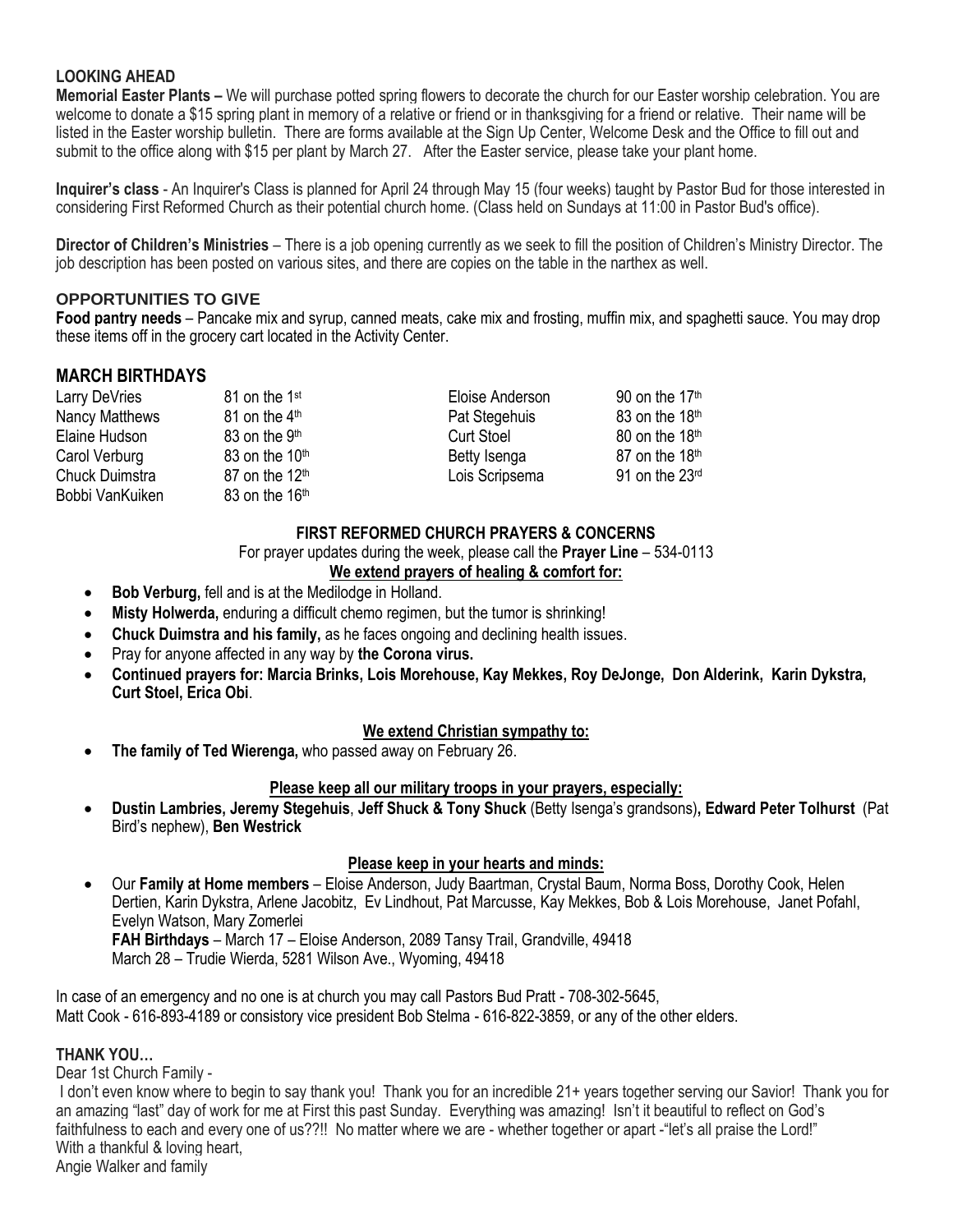**LOOKING AHEAD**

**Memorial Easter Plants –** We will purchase potted spring flowers to decorate the church for our Easter worship celebration. You are welcome to donate a $15 spring plant in memory of a relative or friend or in thanksgiving for a friend or relative. Their name will be listed in the Easter worship bulletin. There are forms available at the Sign Up Center, Welcome Desk and the Office to fill out and submit to the office along with $15 per plant by March 27. After the Easter service, please take your plant home.

**Inquirer's class** - An Inquirer's Class is planned for April 24 through May 15 (four weeks) taught by Pastor Bud for those interested in considering First Reformed Church as their potential church home. (Class held on Sundays at 11:00 in Pastor Bud's office).

**Director of Children's Ministries** – There is a job opening currently as we seek to fill the position of Children's Ministry Director. The job description has been posted on various sites, and there are copies on the table in the narthex as well.

**OPPORTUNITIES TO GIVE**

**Food pantry needs** – Pancake mix and syrup, canned meats, cake mix and frosting, muffin mix, and spaghetti sauce. You may drop these items off in the grocery cart located in the Activity Center.

## MARCH BIRTHDAYS

| | | | |
|---|---|---|---|
| Larry DeVries | 81 on the 1st | Eloise Anderson | 90 on the 17th |
| Nancy Matthews | 81 on the 4th | Pat Stegehuis | 83 on the 18th |
| Elaine Hudson | 83 on the 9th | Curt Stoel | 80 on the 18th |
| Carol Verburg | 83 on the 10th | Betty Isenga | 87 on the 18th |
| Chuck Duimstra | 87 on the 12th | Lois Scripsema | 91 on the 23rd |
| Bobbi VanKuiken | 83 on the 16th | | |

**FIRST REFORMED CHURCH PRAYERS & CONCERNS**

For prayer updates during the week, please call the **Prayer Line** – 534-0113

**We extend prayers of healing & comfort for:**

- **Bob Verburg,** fell and is at the Medilodge in Holland.
- **Misty Holwerda,** enduring a difficult chemo regimen, but the tumor is shrinking!
- **Chuck Duimstra and his family,** as he faces ongoing and declining health issues.
- Pray for anyone affected in any way by **the Corona virus.**
- **Continued prayers for: Marcia Brinks, Lois Morehouse, Kay Mekkes, Roy DeJonge, Don Alderink, Karin Dykstra, Curt Stoel, Erica Obi**.

**We extend Christian sympathy to:**

- **The family of Ted Wierenga,** who passed away on February 26.

**Please keep all our military troops in your prayers, especially:**

- **Dustin Lambries, Jeremy Stegehuis**, **Jeff Shuck & Tony Shuck** (Betty Isenga's grandsons)**, Edward Peter Tolhurst** (Pat Bird's nephew), **Ben Westrick**

**Please keep in your hearts and minds:**

- Our **Family at Home members** – Eloise Anderson, Judy Baartman, Crystal Baum, Norma Boss, Dorothy Cook, Helen Dertien, Karin Dykstra, Arlene Jacobitz, Ev Lindhout, Pat Marcusse, Kay Mekkes, Bob & Lois Morehouse, Janet Pofahl, Evelyn Watson, Mary Zomerlei
  **FAH Birthdays** – March 17 – Eloise Anderson, 2089 Tansy Trail, Grandville, 49418
  March 28 – Trudie Wierda, 5281 Wilson Ave., Wyoming, 49418

In case of an emergency and no one is at church you may call Pastors Bud Pratt - 708-302-5645, Matt Cook - 616-893-4189 or consistory vice president Bob Stelma - 616-822-3859, or any of the other elders.

**THANK YOU…**

Dear 1st Church Family -

I don't even know where to begin to say thank you! Thank you for an incredible 21+ years together serving our Savior! Thank you for an amazing "last" day of work for me at First this past Sunday. Everything was amazing! Isn't it beautiful to reflect on God's faithfulness to each and every one of us??!! No matter where we are - whether together or apart -"let's all praise the Lord!"
With a thankful & loving heart,
Angie Walker and family